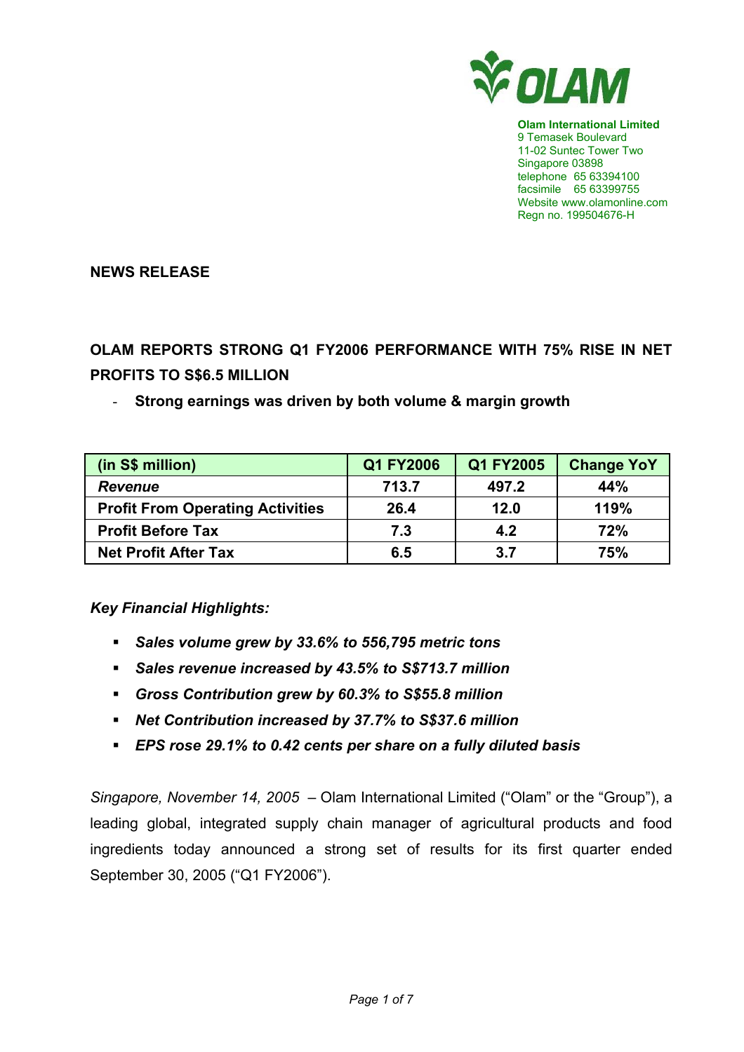**Olam International Limited**
9 Temasek Boulevard
11-02 Suntec Tower Two
Singapore 03898
telephone 65 63394100
facsimile 65 63399755
Website www.olamonline.com
Regn no. 199504676-H

**NEWS RELEASE**

## OLAM REPORTS STRONG Q1 FY2006 PERFORMANCE WITH 75% RISE IN NET PROFITS TO S$6.5 MILLION

- **Strong earnings was driven by both volume & margin growth**

| (in S$ million) | Q1 FY2006 | Q1 FY2005 | Change YoY |
|---|---|---|---|
| *Revenue* | 713.7 | 497.2 | 44% |
| Profit From Operating Activities | 26.4 | 12.0 | 119% |
| Profit Before Tax | 7.3 | 4.2 | 72% |
| Net Profit After Tax | 6.5 | 3.7 | 75% |

***Key Financial Highlights:***

- ***Sales volume grew by 33.6% to 556,795 metric tons***
- ***Sales revenue increased by 43.5% to S$713.7 million***
- ***Gross Contribution grew by 60.3% to S$55.8 million***
- ***Net Contribution increased by 37.7% to S$37.6 million***
- ***EPS rose 29.1% to 0.42 cents per share on a fully diluted basis***

*Singapore, November 14, 2005* – Olam International Limited ("Olam" or the "Group"), a leading global, integrated supply chain manager of agricultural products and food ingredients today announced a strong set of results for its first quarter ended September 30, 2005 ("Q1 FY2006").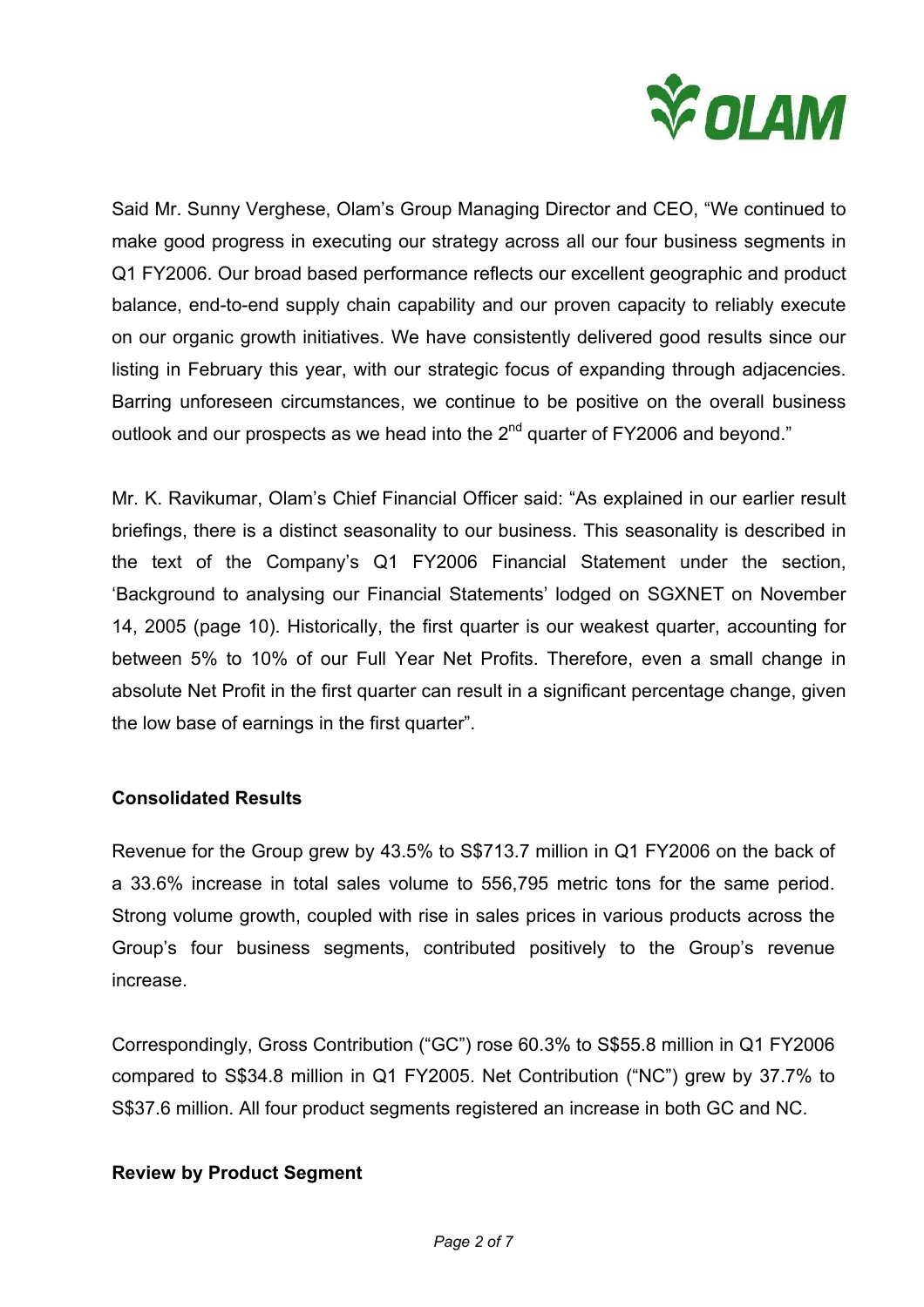Said Mr. Sunny Verghese, Olam's Group Managing Director and CEO, "We continued to make good progress in executing our strategy across all our four business segments in Q1 FY2006. Our broad based performance reflects our excellent geographic and product balance, end-to-end supply chain capability and our proven capacity to reliably execute on our organic growth initiatives. We have consistently delivered good results since our listing in February this year, with our strategic focus of expanding through adjacencies. Barring unforeseen circumstances, we continue to be positive on the overall business outlook and our prospects as we head into the 2nd quarter of FY2006 and beyond."

Mr. K. Ravikumar, Olam's Chief Financial Officer said: "As explained in our earlier result briefings, there is a distinct seasonality to our business. This seasonality is described in the text of the Company's Q1 FY2006 Financial Statement under the section, 'Background to analysing our Financial Statements' lodged on SGXNET on November 14, 2005 (page 10). Historically, the first quarter is our weakest quarter, accounting for between 5% to 10% of our Full Year Net Profits. Therefore, even a small change in absolute Net Profit in the first quarter can result in a significant percentage change, given the low base of earnings in the first quarter".

**Consolidated Results**

Revenue for the Group grew by 43.5% to S$713.7 million in Q1 FY2006 on the back of a 33.6% increase in total sales volume to 556,795 metric tons for the same period. Strong volume growth, coupled with rise in sales prices in various products across the Group's four business segments, contributed positively to the Group's revenue increase.

Correspondingly, Gross Contribution ("GC") rose 60.3% to S$55.8 million in Q1 FY2006 compared to S$34.8 million in Q1 FY2005. Net Contribution ("NC") grew by 37.7% to S$37.6 million. All four product segments registered an increase in both GC and NC.

**Review by Product Segment**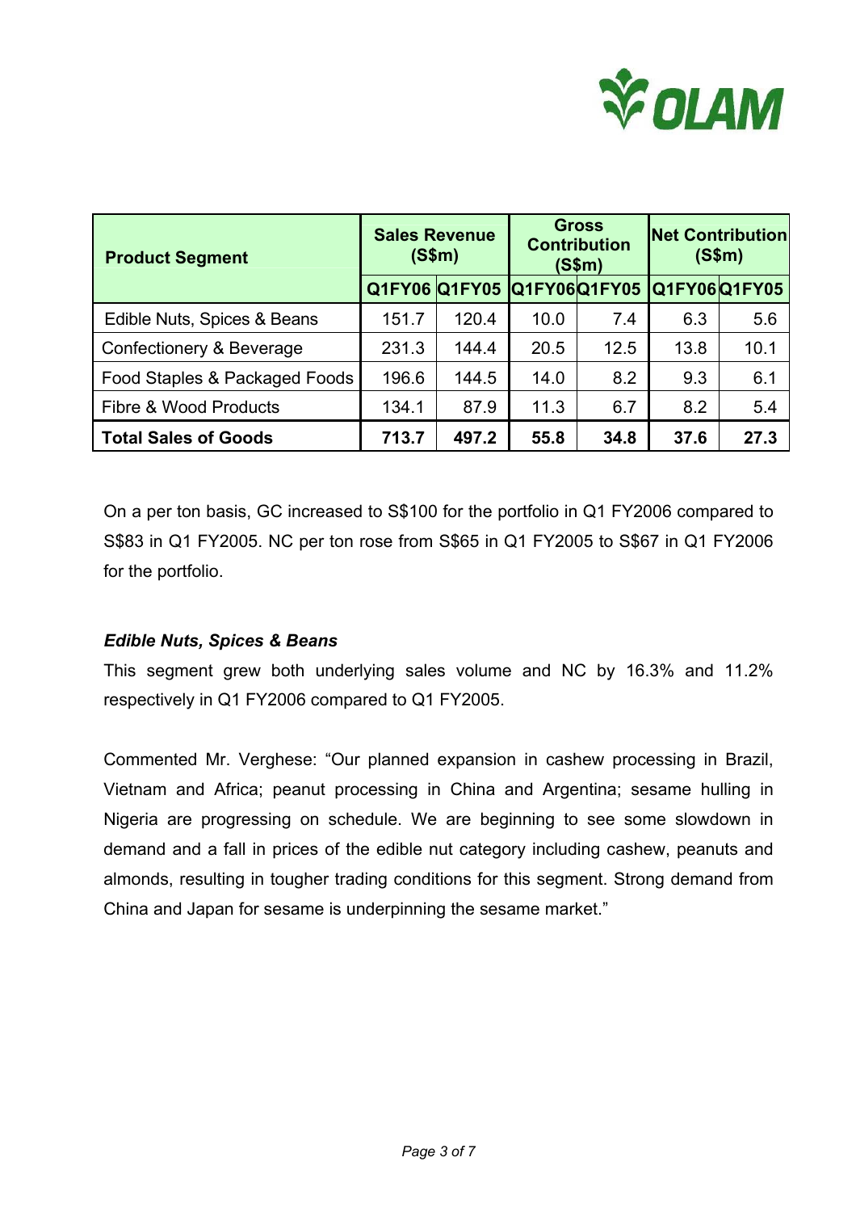| Product Segment | Sales Revenue (S$m) | | Gross Contribution (S$m) | | Net Contribution (S$m) | |
|---|---|---|---|---|---|---|
| | Q1FY06 | Q1FY05 | Q1FY06 | Q1FY05 | Q1FY06 | Q1FY05 |
| Edible Nuts, Spices & Beans | 151.7 | 120.4 | 10.0 | 7.4 | 6.3 | 5.6 |
| Confectionery & Beverage | 231.3 | 144.4 | 20.5 | 12.5 | 13.8 | 10.1 |
| Food Staples & Packaged Foods | 196.6 | 144.5 | 14.0 | 8.2 | 9.3 | 6.1 |
| Fibre & Wood Products | 134.1 | 87.9 | 11.3 | 6.7 | 8.2 | 5.4 |
| **Total Sales of Goods** | **713.7** | **497.2** | **55.8** | **34.8** | **37.6** | **27.3** |

On a per ton basis, GC increased to S$100 for the portfolio in Q1 FY2006 compared to S$83 in Q1 FY2005. NC per ton rose from S$65 in Q1 FY2005 to S$67 in Q1 FY2006 for the portfolio.

***Edible Nuts, Spices & Beans***

This segment grew both underlying sales volume and NC by 16.3% and 11.2% respectively in Q1 FY2006 compared to Q1 FY2005.

Commented Mr. Verghese: "Our planned expansion in cashew processing in Brazil, Vietnam and Africa; peanut processing in China and Argentina; sesame hulling in Nigeria are progressing on schedule. We are beginning to see some slowdown in demand and a fall in prices of the edible nut category including cashew, peanuts and almonds, resulting in tougher trading conditions for this segment. Strong demand from China and Japan for sesame is underpinning the sesame market."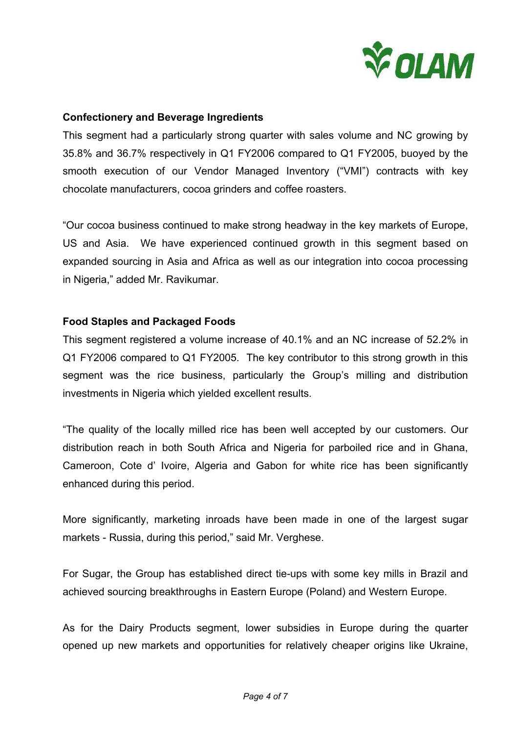### Confectionery and Beverage Ingredients

This segment had a particularly strong quarter with sales volume and NC growing by 35.8% and 36.7% respectively in Q1 FY2006 compared to Q1 FY2005, buoyed by the smooth execution of our Vendor Managed Inventory ("VMI") contracts with key chocolate manufacturers, cocoa grinders and coffee roasters.

"Our cocoa business continued to make strong headway in the key markets of Europe, US and Asia. We have experienced continued growth in this segment based on expanded sourcing in Asia and Africa as well as our integration into cocoa processing in Nigeria," added Mr. Ravikumar.

### Food Staples and Packaged Foods

This segment registered a volume increase of 40.1% and an NC increase of 52.2% in Q1 FY2006 compared to Q1 FY2005. The key contributor to this strong growth in this segment was the rice business, particularly the Group's milling and distribution investments in Nigeria which yielded excellent results.

"The quality of the locally milled rice has been well accepted by our customers. Our distribution reach in both South Africa and Nigeria for parboiled rice and in Ghana, Cameroon, Cote d' Ivoire, Algeria and Gabon for white rice has been significantly enhanced during this period.

More significantly, marketing inroads have been made in one of the largest sugar markets - Russia, during this period," said Mr. Verghese.

For Sugar, the Group has established direct tie-ups with some key mills in Brazil and achieved sourcing breakthroughs in Eastern Europe (Poland) and Western Europe.

As for the Dairy Products segment, lower subsidies in Europe during the quarter opened up new markets and opportunities for relatively cheaper origins like Ukraine,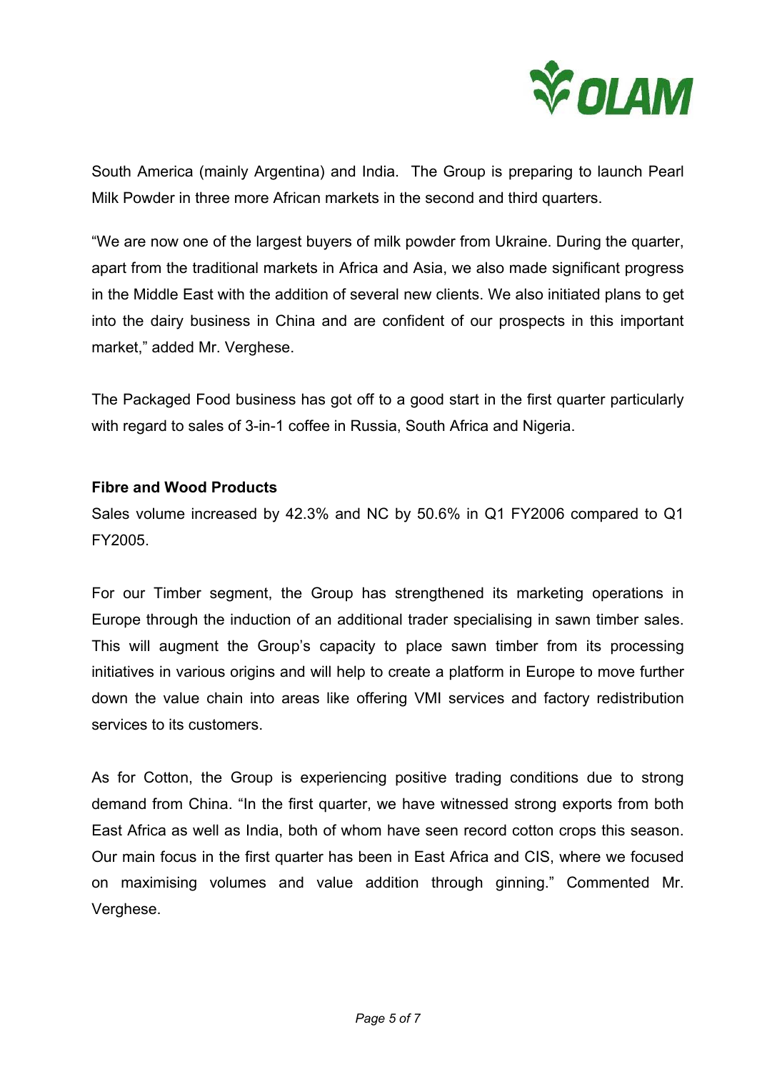South America (mainly Argentina) and India. The Group is preparing to launch Pearl Milk Powder in three more African markets in the second and third quarters.

"We are now one of the largest buyers of milk powder from Ukraine. During the quarter, apart from the traditional markets in Africa and Asia, we also made significant progress in the Middle East with the addition of several new clients. We also initiated plans to get into the dairy business in China and are confident of our prospects in this important market," added Mr. Verghese.

The Packaged Food business has got off to a good start in the first quarter particularly with regard to sales of 3-in-1 coffee in Russia, South Africa and Nigeria.

**Fibre and Wood Products**

Sales volume increased by 42.3% and NC by 50.6% in Q1 FY2006 compared to Q1 FY2005.

For our Timber segment, the Group has strengthened its marketing operations in Europe through the induction of an additional trader specialising in sawn timber sales. This will augment the Group's capacity to place sawn timber from its processing initiatives in various origins and will help to create a platform in Europe to move further down the value chain into areas like offering VMI services and factory redistribution services to its customers.

As for Cotton, the Group is experiencing positive trading conditions due to strong demand from China. "In the first quarter, we have witnessed strong exports from both East Africa as well as India, both of whom have seen record cotton crops this season. Our main focus in the first quarter has been in East Africa and CIS, where we focused on maximising volumes and value addition through ginning." Commented Mr. Verghese.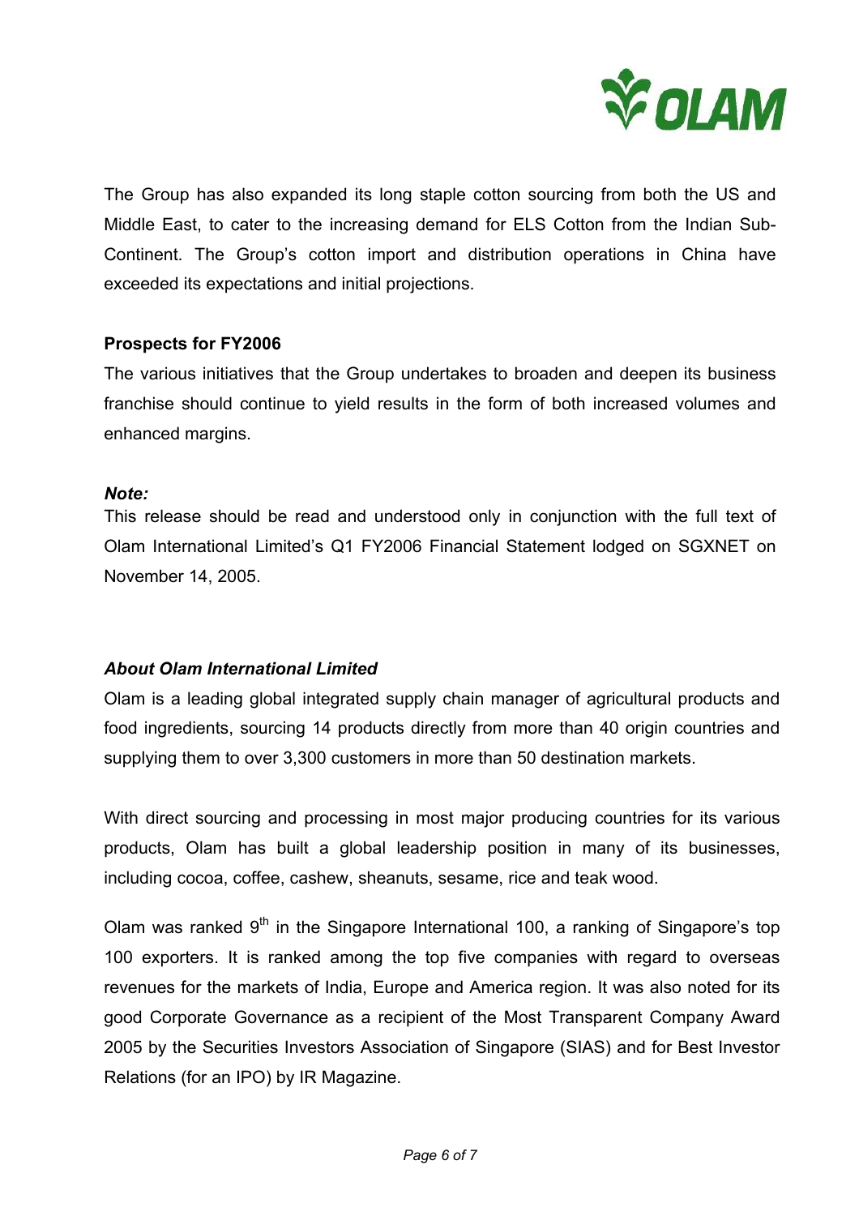The Group has also expanded its long staple cotton sourcing from both the US and Middle East, to cater to the increasing demand for ELS Cotton from the Indian Sub-Continent. The Group's cotton import and distribution operations in China have exceeded its expectations and initial projections.

**Prospects for FY2006**

The various initiatives that the Group undertakes to broaden and deepen its business franchise should continue to yield results in the form of both increased volumes and enhanced margins.

***Note:***

This release should be read and understood only in conjunction with the full text of Olam International Limited's Q1 FY2006 Financial Statement lodged on SGXNET on November 14, 2005.

***About Olam International Limited***

Olam is a leading global integrated supply chain manager of agricultural products and food ingredients, sourcing 14 products directly from more than 40 origin countries and supplying them to over 3,300 customers in more than 50 destination markets.

With direct sourcing and processing in most major producing countries for its various products, Olam has built a global leadership position in many of its businesses, including cocoa, coffee, cashew, sheanuts, sesame, rice and teak wood.

Olam was ranked 9th in the Singapore International 100, a ranking of Singapore's top 100 exporters. It is ranked among the top five companies with regard to overseas revenues for the markets of India, Europe and America region. It was also noted for its good Corporate Governance as a recipient of the Most Transparent Company Award 2005 by the Securities Investors Association of Singapore (SIAS) and for Best Investor Relations (for an IPO) by IR Magazine.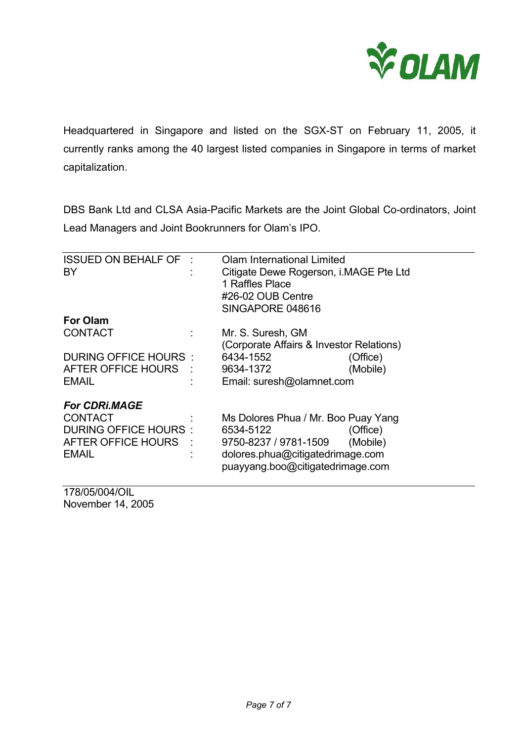Headquartered in Singapore and listed on the SGX-ST on February 11, 2005, it currently ranks among the 40 largest listed companies in Singapore in terms of market capitalization.

DBS Bank Ltd and CLSA Asia-Pacific Markets are the Joint Global Co-ordinators, Joint Lead Managers and Joint Bookrunners for Olam's IPO.

| | | | |
|---|---|---|---|
| ISSUED ON BEHALF OF | : | Olam International Limited | |
| BY | : | Citigate Dewe Rogerson, i.MAGE Pte Ltd<br>1 Raffles Place<br>#26-02 OUB Centre<br>SINGAPORE 048616 | |
| **For Olam** | | | |
| CONTACT | : | Mr. S. Suresh, GM<br>(Corporate Affairs & Investor Relations) | |
| DURING OFFICE HOURS | : | 6434-1552 | (Office) |
| AFTER OFFICE HOURS | : | 9634-1372 | (Mobile) |
| EMAIL | : | Email: suresh@olamnet.com | |
| ***For CDRi.MAGE*** | | | |
| CONTACT | : | Ms Dolores Phua / Mr. Boo Puay Yang | |
| DURING OFFICE HOURS | : | 6534-5122 | (Office) |
| AFTER OFFICE HOURS | : | 9750-8237 / 9781-1509 | (Mobile) |
| EMAIL | : | dolores.phua@citigatedrimage.com<br>puayyang.boo@citigatedrimage.com | |

178/05/004/OIL
November 14, 2005